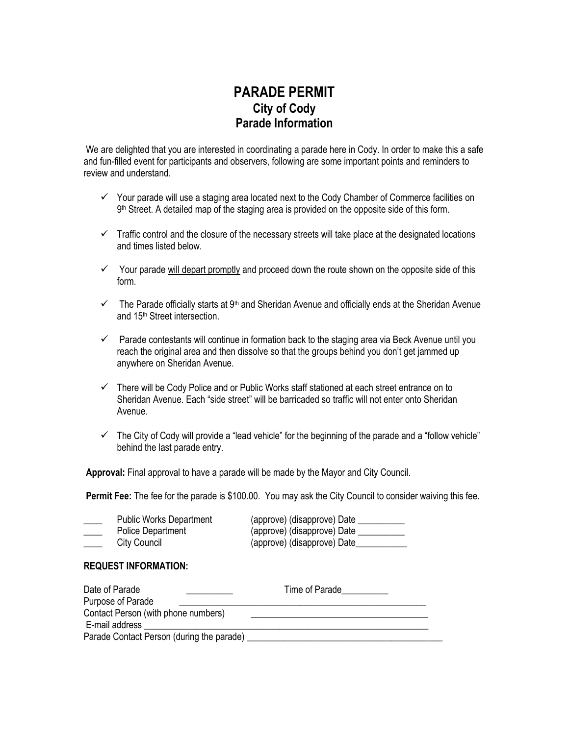# PARADE PERMIT
## City of Cody
## Parade Information

We are delighted that you are interested in coordinating a parade here in Cody. In order to make this a safe and fun-filled event for participants and observers, following are some important points and reminders to review and understand.

- ✓ Your parade will use a staging area located next to the Cody Chamber of Commerce facilities on 9th Street. A detailed map of the staging area is provided on the opposite side of this form.
- ✓ Traffic control and the closure of the necessary streets will take place at the designated locations and times listed below.
- ✓ Your parade <u>will depart promptly</u> and proceed down the route shown on the opposite side of this form.
- ✓ The Parade officially starts at 9th and Sheridan Avenue and officially ends at the Sheridan Avenue and 15th Street intersection.
- ✓ Parade contestants will continue in formation back to the staging area via Beck Avenue until you reach the original area and then dissolve so that the groups behind you don't get jammed up anywhere on Sheridan Avenue.
- ✓ There will be Cody Police and or Public Works staff stationed at each street entrance on to Sheridan Avenue. Each "side street" will be barricaded so traffic will not enter onto Sheridan Avenue.
- ✓ The City of Cody will provide a "lead vehicle" for the beginning of the parade and a "follow vehicle" behind the last parade entry.

**Approval:** Final approval to have a parade will be made by the Mayor and City Council.

**Permit Fee:** The fee for the parade is $100.00. You may ask the City Council to consider waiving this fee.

____ Public Works Department (approve) (disapprove) Date __________
____ Police Department (approve) (disapprove) Date __________
____ City Council (approve) (disapprove) Date___________

### REQUEST INFORMATION:

Date of Parade __________ Time of Parade__________
Purpose of Parade _____________________________________________________
Contact Person (with phone numbers) _____________________________________
E-mail address _______________________________________________________________
Parade Contact Person (during the parade) ___________________________________________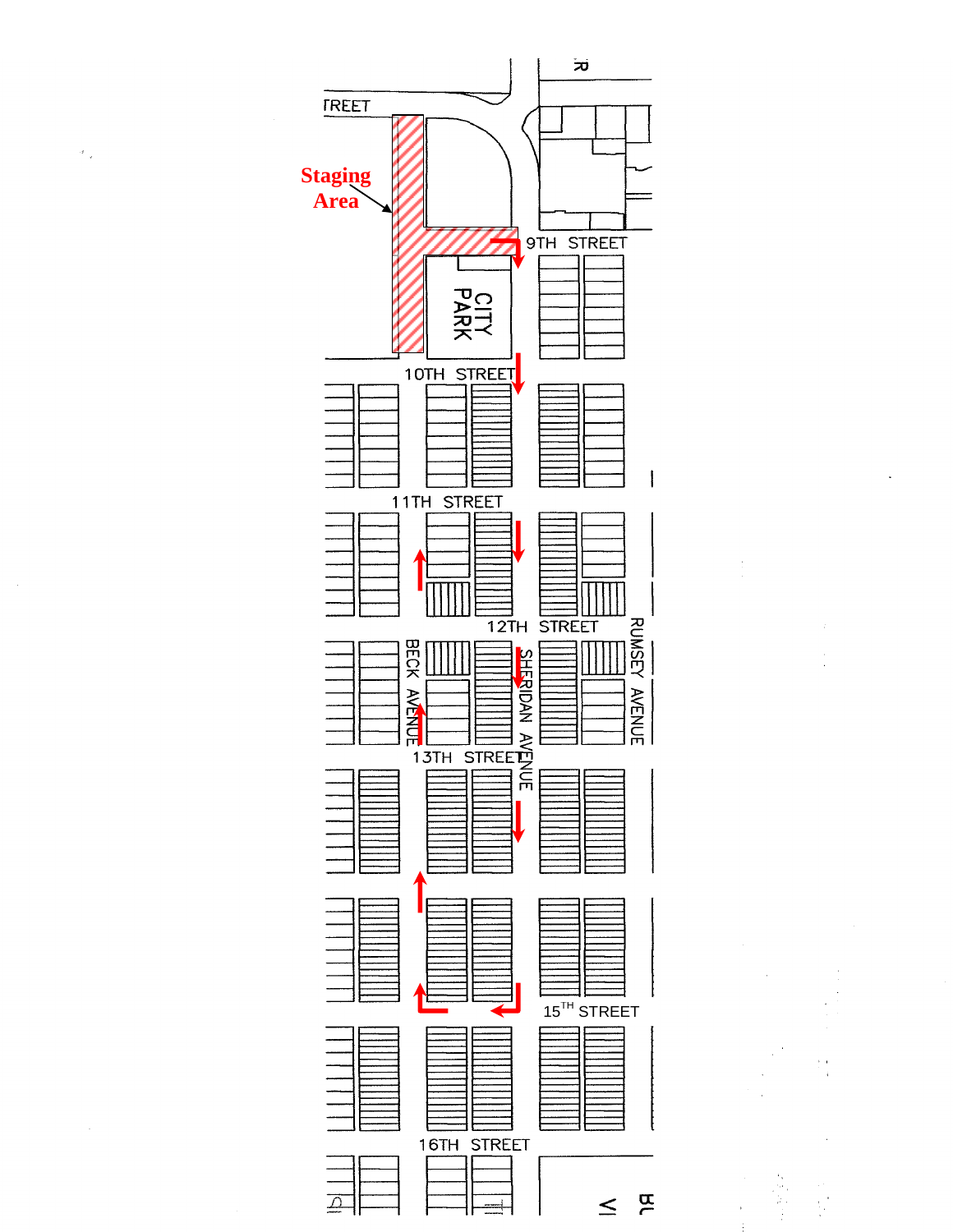Staging Area

TREET

9TH STREET

CITY PARK

10TH STREET

11TH STREET

12TH STREET

BECK AVENUE

SHERIDAN AVENUE

RUMSEY AVENUE

13TH STREET

15TH STREET

16TH STREET